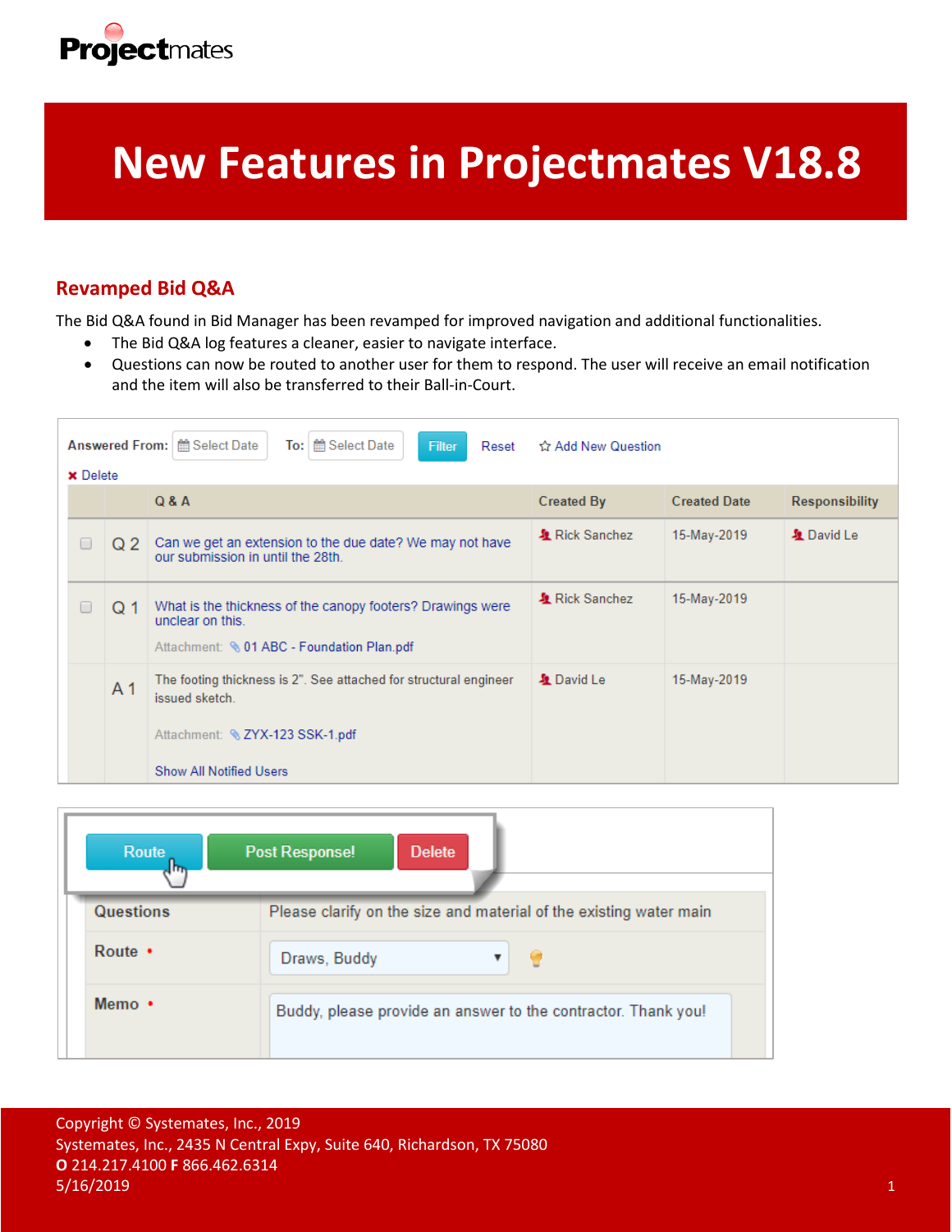# New Features in Projectmates V18.8

## Revamped Bid Q&A

The Bid Q&A found in Bid Manager has been revamped for improved navigation and additional functionalities.

- The Bid Q&A log features a cleaner, easier to navigate interface.
- Questions can now be routed to another user for them to respond. The user will receive an email notification and the item will also be transferred to their Ball-in-Court.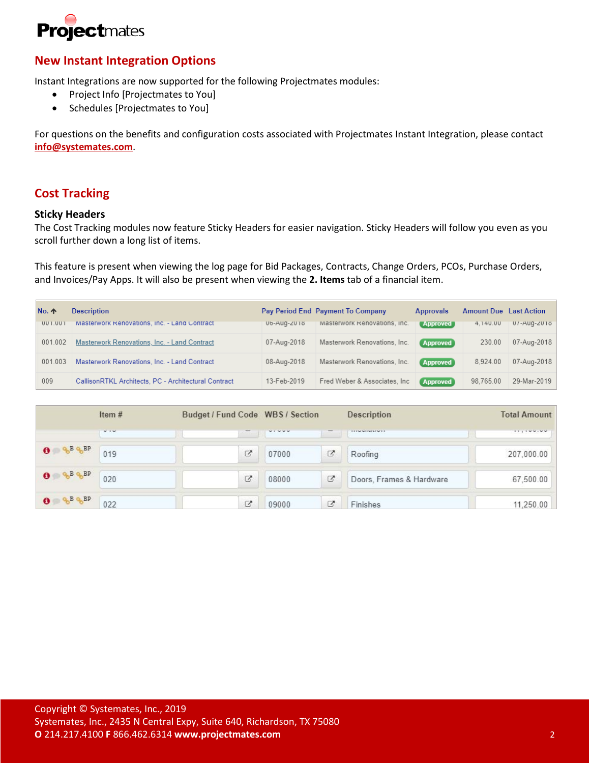## New Instant Integration Options

Instant Integrations are now supported for the following Projectmates modules:

- Project Info [Projectmates to You]
- Schedules [Projectmates to You]

For questions on the benefits and configuration costs associated with Projectmates Instant Integration, please contact **info@systemates.com**.

## Cost Tracking

### Sticky Headers

The Cost Tracking modules now feature Sticky Headers for easier navigation. Sticky Headers will follow you even as you scroll further down a long list of items.

This feature is present when viewing the log page for Bid Packages, Contracts, Change Orders, PCOs, Purchase Orders, and Invoices/Pay Apps. It will also be present when viewing the **2. Items** tab of a financial item.

| No. ↑ | Description | Pay Period End | Payment To Company | Approvals | Amount Due | Last Action |
|---|---|---|---|---|---|---|
| 001.001 | Masterwork Renovations, Inc. - Land Contract | 06-Aug-2018 | Masterwork Renovations, Inc. | Approved | 4,140.00 | 07-Aug-2018 |
| 001.002 | Masterwork Renovations, Inc. - Land Contract | 07-Aug-2018 | Masterwork Renovations, Inc. | Approved | 230.00 | 07-Aug-2018 |
| 001.003 | Masterwork Renovations, Inc. - Land Contract | 08-Aug-2018 | Masterwork Renovations, Inc. | Approved | 8,924.00 | 07-Aug-2018 |
| 009 | CallisonRTKL Architects, PC - Architectural Contract | 13-Feb-2019 | Fred Weber & Associates, Inc | Approved | 98,765.00 | 29-Mar-2019 |

| | Item # | Budget / Fund Code | WBS / Section | Description | Total Amount |
|---|---|---|---|---|---|
| | 018 | | 07000 | Insulation | |
| B BP | 019 | | 07000 | Roofing | 207,000.00 |
| B BP | 020 | | 08000 | Doors, Frames & Hardware | 67,500.00 |
| B BP | 022 | | 09000 | Finishes | 11,250.00 |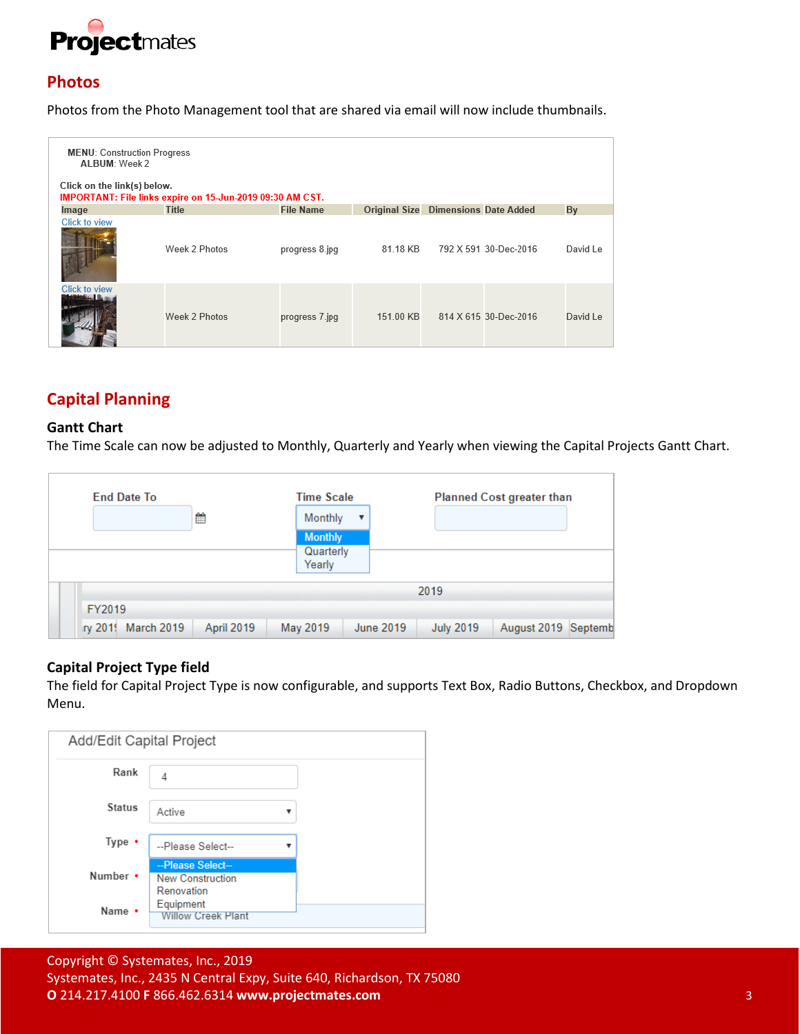## Photos

Photos from the Photo Management tool that are shared via email will now include thumbnails.

**MENU**: Construction Progress
**ALBUM**: Week 2

**Click on the link(s) below.**
**IMPORTANT: File links expire on 15-Jun-2019 09:30 AM CST.**

| Image | Title | File Name | Original Size | Dimensions | Date Added | By |
|---|---|---|---|---|---|---|
| Click to view | Week 2 Photos | progress 8.jpg | 81.18 KB | 792 X 591 | 30-Dec-2016 | David Le |
| Click to view | Week 2 Photos | progress 7.jpg | 151.00 KB | 814 X 615 | 30-Dec-2016 | David Le |

## Capital Planning

### Gantt Chart

The Time Scale can now be adjusted to Monthly, Quarterly and Yearly when viewing the Capital Projects Gantt Chart.

End Date To | Time Scale: Monthly (Monthly, Quarterly, Yearly) | Planned Cost greater than

2019
FY2019
ry 2019 | March 2019 | April 2019 | May 2019 | June 2019 | July 2019 | August 2019 | Septemb

### Capital Project Type field

The field for Capital Project Type is now configurable, and supports Text Box, Radio Buttons, Checkbox, and Dropdown Menu.

Add/Edit Capital Project

- Rank: 4
- Status: Active
- Type •: --Please Select-- (--Please Select--, New Construction, Renovation, Equipment)
- Number •
- Name •: Willow Creek Plant

Copyright © Systemates, Inc., 2019
Systemates, Inc., 2435 N Central Expy, Suite 640, Richardson, TX 75080
**O** 214.217.4100 **F** 866.462.6314 **www.projectmates.com**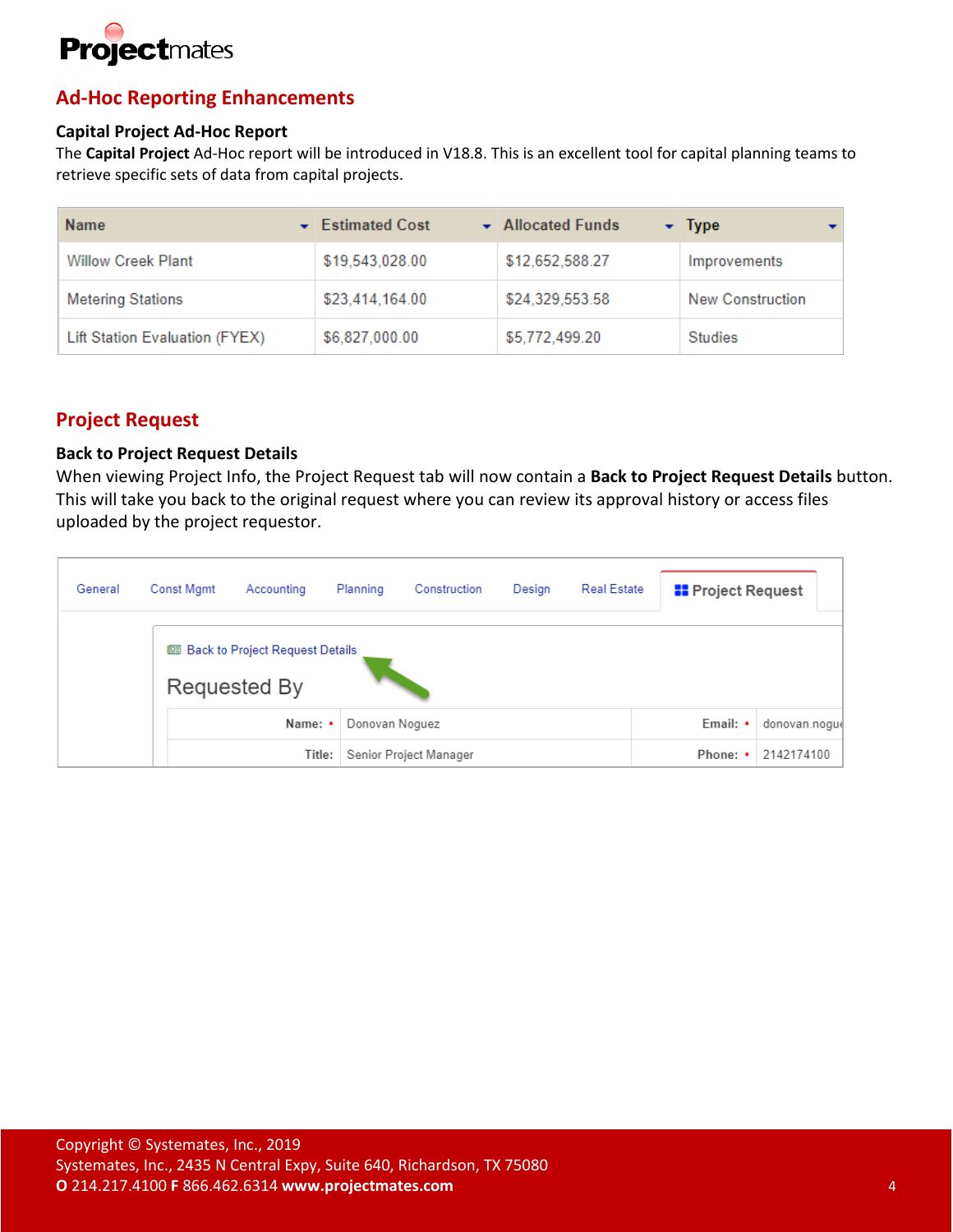## Ad-Hoc Reporting Enhancements

### Capital Project Ad-Hoc Report

The **Capital Project** Ad-Hoc report will be introduced in V18.8. This is an excellent tool for capital planning teams to retrieve specific sets of data from capital projects.

| Name | Estimated Cost | Allocated Funds | Type |
|---|---|---|---|
| Willow Creek Plant | $19,543,028.00 | $12,652,588.27 | Improvements |
| Metering Stations | $23,414,164.00 | $24,329,553.58 | New Construction |
| Lift Station Evaluation (FYEX) | $6,827,000.00 | $5,772,499.20 | Studies |

## Project Request

### Back to Project Request Details

When viewing Project Info, the Project Request tab will now contain a **Back to Project Request Details** button. This will take you back to the original request where you can review its approval history or access files uploaded by the project requestor.

General | Const Mgmt | Accounting | Planning | Construction | Design | Real Estate | Project Request

Back to Project Request Details

Requested By

| | | | |
|---|---|---|---|
| Name: • | Donovan Noguez | Email: • | donovan.nogue |
| Title: | Senior Project Manager | Phone: • | 2142174100 |